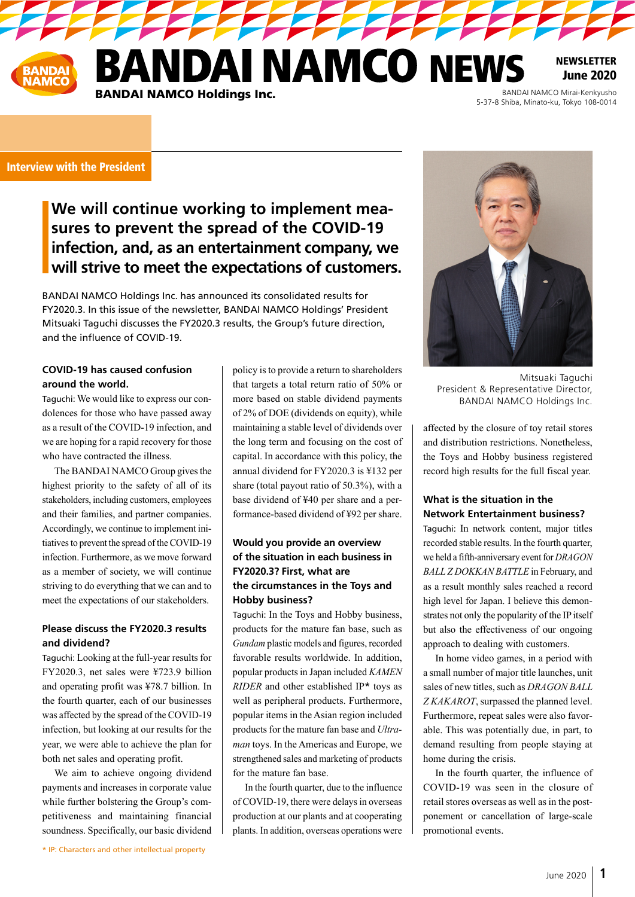# BANDAI NAMCO NEWS

**BANDAI NAMCO Holdings Inc.**

NEWSLETTER
June 2020

BANDAI NAMCO Mirai-Kenkyusho
5-37-8 Shiba, Minato-ku, Tokyo 108-0014

## Interview with the President

## We will continue working to implement measures to prevent the spread of the COVID-19 infection, and, as an entertainment company, we will strive to meet the expectations of customers.

BANDAI NAMCO Holdings Inc. has announced its consolidated results for FY2020.3. In this issue of the newsletter, BANDAI NAMCO Holdings' President Mitsuaki Taguchi discusses the FY2020.3 results, the Group's future direction, and the influence of COVID-19.

Mitsuaki Taguchi
President & Representative Director,
BANDAI NAMCO Holdings Inc.

### COVID-19 has caused confusion around the world.

Taguchi: We would like to express our condolences for those who have passed away as a result of the COVID-19 infection, and we are hoping for a rapid recovery for those who have contracted the illness.

The BANDAI NAMCO Group gives the highest priority to the safety of all of its stakeholders, including customers, employees and their families, and partner companies. Accordingly, we continue to implement initiatives to prevent the spread of the COVID-19 infection. Furthermore, as we move forward as a member of society, we will continue striving to do everything that we can and to meet the expectations of our stakeholders.

### Please discuss the FY2020.3 results and dividend?

Taguchi: Looking at the full-year results for FY2020.3, net sales were ¥723.9 billion and operating profit was ¥78.7 billion. In the fourth quarter, each of our businesses was affected by the spread of the COVID-19 infection, but looking at our results for the year, we were able to achieve the plan for both net sales and operating profit.

We aim to achieve ongoing dividend payments and increases in corporate value while further bolstering the Group's competitiveness and maintaining financial soundness. Specifically, our basic dividend policy is to provide a return to shareholders that targets a total return ratio of 50% or more based on stable dividend payments of 2% of DOE (dividends on equity), while maintaining a stable level of dividends over the long term and focusing on the cost of capital. In accordance with this policy, the annual dividend for FY2020.3 is ¥132 per share (total payout ratio of 50.3%), with a base dividend of ¥40 per share and a performance-based dividend of ¥92 per share.

### Would you provide an overview of the situation in each business in FY2020.3? First, what are the circumstances in the Toys and Hobby business?

Taguchi: In the Toys and Hobby business, products for the mature fan base, such as *Gundam* plastic models and figures, recorded favorable results worldwide. In addition, popular products in Japan included *KAMEN RIDER* and other established IP* toys as well as peripheral products. Furthermore, popular items in the Asian region included products for the mature fan base and *Ultraman* toys. In the Americas and Europe, we strengthened sales and marketing of products for the mature fan base.

In the fourth quarter, due to the influence of COVID-19, there were delays in overseas production at our plants and at cooperating plants. In addition, overseas operations were affected by the closure of toy retail stores and distribution restrictions. Nonetheless, the Toys and Hobby business registered record high results for the full fiscal year.

### What is the situation in the Network Entertainment business?

Taguchi: In network content, major titles recorded stable results. In the fourth quarter, we held a fifth-anniversary event for *DRAGON BALL Z DOKKAN BATTLE* in February, and as a result monthly sales reached a record high level for Japan. I believe this demonstrates not only the popularity of the IP itself but also the effectiveness of our ongoing approach to dealing with customers.

In home video games, in a period with a small number of major title launches, unit sales of new titles, such as *DRAGON BALL Z KAKAROT*, surpassed the planned level. Furthermore, repeat sales were also favorable. This was potentially due, in part, to demand resulting from people staying at home during the crisis.

In the fourth quarter, the influence of COVID-19 was seen in the closure of retail stores overseas as well as in the postponement or cancellation of large-scale promotional events.

\* IP: Characters and other intellectual property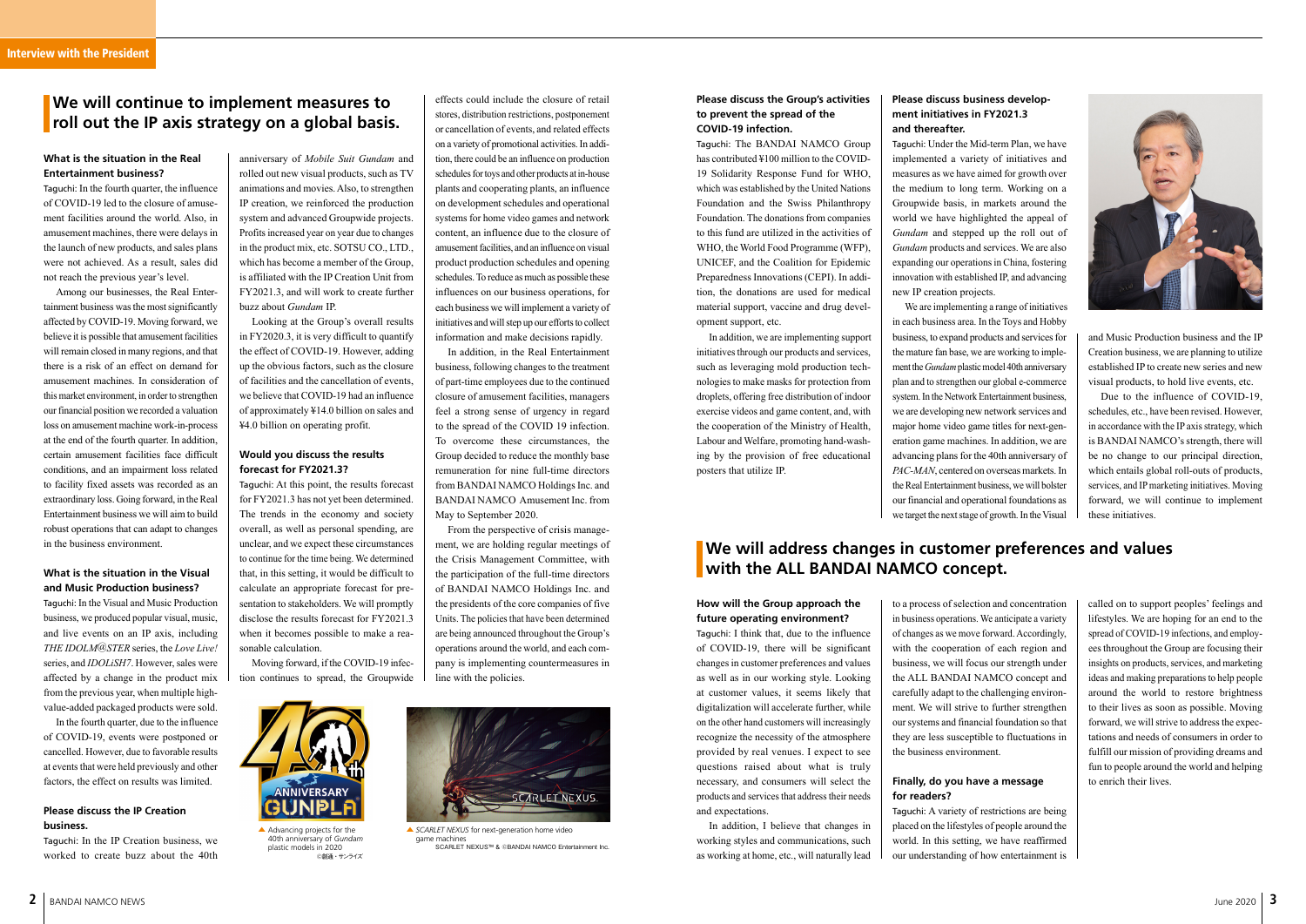Interview with the President

## We will continue to implement measures to roll out the IP axis strategy on a global basis.

### What is the situation in the Real Entertainment business?

Taguchi: In the fourth quarter, the influence of COVID-19 led to the closure of amusement facilities around the world. Also, in amusement machines, there were delays in the launch of new products, and sales plans were not achieved. As a result, sales did not reach the previous year's level.

Among our businesses, the Real Entertainment business was the most significantly affected by COVID-19. Moving forward, we believe it is possible that amusement facilities will remain closed in many regions, and that there is a risk of an effect on demand for amusement machines. In consideration of this market environment, in order to strengthen our financial position we recorded a valuation loss on amusement machine work-in-process at the end of the fourth quarter. In addition, certain amusement facilities face difficult conditions, and an impairment loss related to facility fixed assets was recorded as an extraordinary loss. Going forward, in the Real Entertainment business we will aim to build robust operations that can adapt to changes in the business environment.

### What is the situation in the Visual and Music Production business?

Taguchi: In the Visual and Music Production business, we produced popular visual, music, and live events on an IP axis, including *THE IDOLM@STER* series, the *Love Live!* series, and *IDOLiSH7*. However, sales were affected by a change in the product mix from the previous year, when multiple high-value-added packaged products were sold.

In the fourth quarter, due to the influence of COVID-19, events were postponed or cancelled. However, due to favorable results at events that were held previously and other factors, the effect on results was limited.

### Please discuss the IP Creation business.

Taguchi: In the IP Creation business, we worked to create buzz about the 40th anniversary of *Mobile Suit Gundam* and rolled out new visual products, such as TV animations and movies. Also, to strengthen IP creation, we reinforced the production system and advanced Groupwide projects. Profits increased year on year due to changes in the product mix, etc. SOTSU CO., LTD., which has become a member of the Group, is affiliated with the IP Creation Unit from FY2021.3, and will work to create further buzz about *Gundam* IP.

Looking at the Group's overall results in FY2020.3, it is very difficult to quantify the effect of COVID-19. However, adding up the obvious factors, such as the closure of facilities and the cancellation of events, we believe that COVID-19 had an influence of approximately ¥14.0 billion on sales and ¥4.0 billion on operating profit.

### Would you discuss the results forecast for FY2021.3?

Taguchi: At this point, the results forecast for FY2021.3 has not yet been determined. The trends in the economy and society overall, as well as personal spending, are unclear, and we expect these circumstances to continue for the time being. We determined that, in this setting, it would be difficult to calculate an appropriate forecast for presentation to stakeholders. We will promptly disclose the results forecast for FY2021.3 when it becomes possible to make a reasonable calculation.

Moving forward, if the COVID-19 infection continues to spread, the Groupwide effects could include the closure of retail stores, distribution restrictions, postponement or cancellation of events, and related effects on a variety of promotional activities. In addition, there could be an influence on production schedules for toys and other products at in-house plants and cooperating plants, an influence on development schedules and operational systems for home video games and network content, an influence due to the closure of amusement facilities, and an influence on visual product production schedules and opening schedules. To reduce as much as possible these influences on our business operations, for each business we will implement a variety of initiatives and will step up our efforts to collect information and make decisions rapidly.

In addition, in the Real Entertainment business, following changes to the treatment of part-time employees due to the continued closure of amusement facilities, managers feel a strong sense of urgency in regard to the spread of the COVID 19 infection. To overcome these circumstances, the Group decided to reduce the monthly base remuneration for nine full-time directors from BANDAI NAMCO Holdings Inc. and BANDAI NAMCO Amusement Inc. from May to September 2020.

From the perspective of crisis management, we are holding regular meetings of the Crisis Management Committee, with the participation of the full-time directors of BANDAI NAMCO Holdings Inc. and the presidents of the core companies of five Units. The policies that have been determined are being announced throughout the Group's operations around the world, and each company is implementing countermeasures in line with the policies.

▲ Advancing projects for the 40th anniversary of *Gundam* plastic models in 2020
©創通・サンライズ

▲ *SCARLET NEXUS* for next-generation home video game machines
SCARLET NEXUS™ & ©BANDAI NAMCO Entertainment Inc.

### Please discuss the Group's activities to prevent the spread of the COVID-19 infection.

Taguchi: The BANDAI NAMCO Group has contributed ¥100 million to the COVID-19 Solidarity Response Fund for WHO, which was established by the United Nations Foundation and the Swiss Philanthropy Foundation. The donations from companies to this fund are utilized in the activities of WHO, the World Food Programme (WFP), UNICEF, and the Coalition for Epidemic Preparedness Innovations (CEPI). In addition, the donations are used for medical material support, vaccine and drug development support, etc.

In addition, we are implementing support initiatives through our products and services, such as leveraging mold production technologies to make masks for protection from droplets, offering free distribution of indoor exercise videos and game content, and, with the cooperation of the Ministry of Health, Labour and Welfare, promoting hand-washing by the provision of free educational posters that utilize IP.

### Please discuss business development initiatives in FY2021.3 and thereafter.

Taguchi: Under the Mid-term Plan, we have implemented a variety of initiatives and measures as we have aimed for growth over the medium to long term. Working on a Groupwide basis, in markets around the world we have highlighted the appeal of *Gundam* and stepped up the roll out of *Gundam* products and services. We are also expanding our operations in China, fostering innovation with established IP, and advancing new IP creation projects.

We are implementing a range of initiatives in each business area. In the Toys and Hobby business, to expand products and services for the mature fan base, we are working to implement the *Gundam* plastic model 40th anniversary plan and to strengthen our global e-commerce system. In the Network Entertainment business, we are developing new network services and major home video game titles for next-generation game machines. In addition, we are advancing plans for the 40th anniversary of *PAC-MAN*, centered on overseas markets. In the Real Entertainment business, we will bolster our financial and operational foundations as we target the next stage of growth. In the Visual and Music Production business and the IP Creation business, we are planning to utilize established IP to create new series and new visual products, to hold live events, etc.

Due to the influence of COVID-19, schedules, etc., have been revised. However, in accordance with the IP axis strategy, which is BANDAI NAMCO's strength, there will be no change to our principal direction, which entails global roll-outs of products, services, and IP marketing initiatives. Moving forward, we will continue to implement these initiatives.

## We will address changes in customer preferences and values with the ALL BANDAI NAMCO concept.

### How will the Group approach the future operating environment?

Taguchi: I think that, due to the influence of COVID-19, there will be significant changes in customer preferences and values as well as in our working style. Looking at customer values, it seems likely that digitalization will accelerate further, while on the other hand customers will increasingly recognize the necessity of the atmosphere provided by real venues. I expect to see questions raised about what is truly necessary, and consumers will select the products and services that address their needs and expectations.

In addition, I believe that changes in working styles and communications, such as working at home, etc., will naturally lead to a process of selection and concentration in business operations. We anticipate a variety of changes as we move forward. Accordingly, with the cooperation of each region and business, we will focus our strength under the ALL BANDAI NAMCO concept and carefully adapt to the challenging environment. We will strive to further strengthen our systems and financial foundation so that they are less susceptible to fluctuations in the business environment.

### Finally, do you have a message for readers?

Taguchi: A variety of restrictions are being placed on the lifestyles of people around the world. In this setting, we have reaffirmed our understanding of how entertainment is called on to support peoples' feelings and lifestyles. We are hoping for an end to the spread of COVID-19 infections, and employees throughout the Group are focusing their insights on products, services, and marketing ideas and making preparations to help people around the world to restore brightness to their lives as soon as possible. Moving forward, we will strive to address the expectations and needs of consumers in order to fulfill our mission of providing dreams and fun to people around the world and helping to enrich their lives.